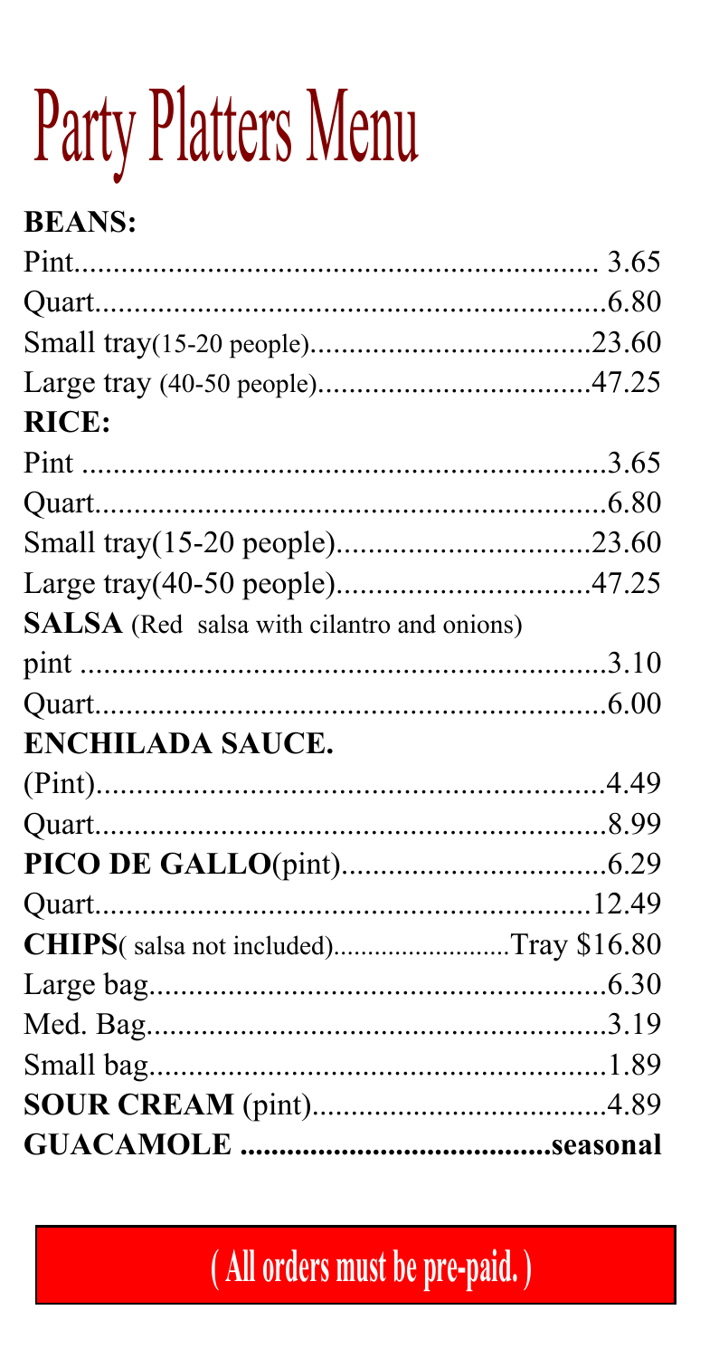# Party Platters Menu

**BEANS:**

| Item | Price |
| --- | --- |
| Pint | 3.65 |
| Quart | 6.80 |
| Small tray(15-20 people) | 23.60 |
| Large tray (40-50 people) | 47.25 |

**RICE:**

| Item | Price |
| --- | --- |
| Pint | 3.65 |
| Quart | 6.80 |
| Small tray(15-20 people) | 23.60 |
| Large tray(40-50 people) | 47.25 |

**SALSA** (Red salsa with cilantro and onions)

| Item | Price |
| --- | --- |
| pint | 3.10 |
| Quart | 6.00 |

**ENCHILADA SAUCE.**

| Item | Price |
| --- | --- |
| (Pint) | 4.49 |
| Quart | 8.99 |

| Item | Price |
| --- | --- |
| **PICO DE GALLO**(pint) | 6.29 |
| Quart | 12.49 |
| **CHIPS**( salsa not included) | Tray $16.80 |
| Large bag | 6.30 |
| Med. Bag | 3.19 |
| Small bag | 1.89 |
| **SOUR CREAM** (pint) | 4.89 |
| **GUACAMOLE** | **seasonal** |

**( All orders must be pre-paid. )**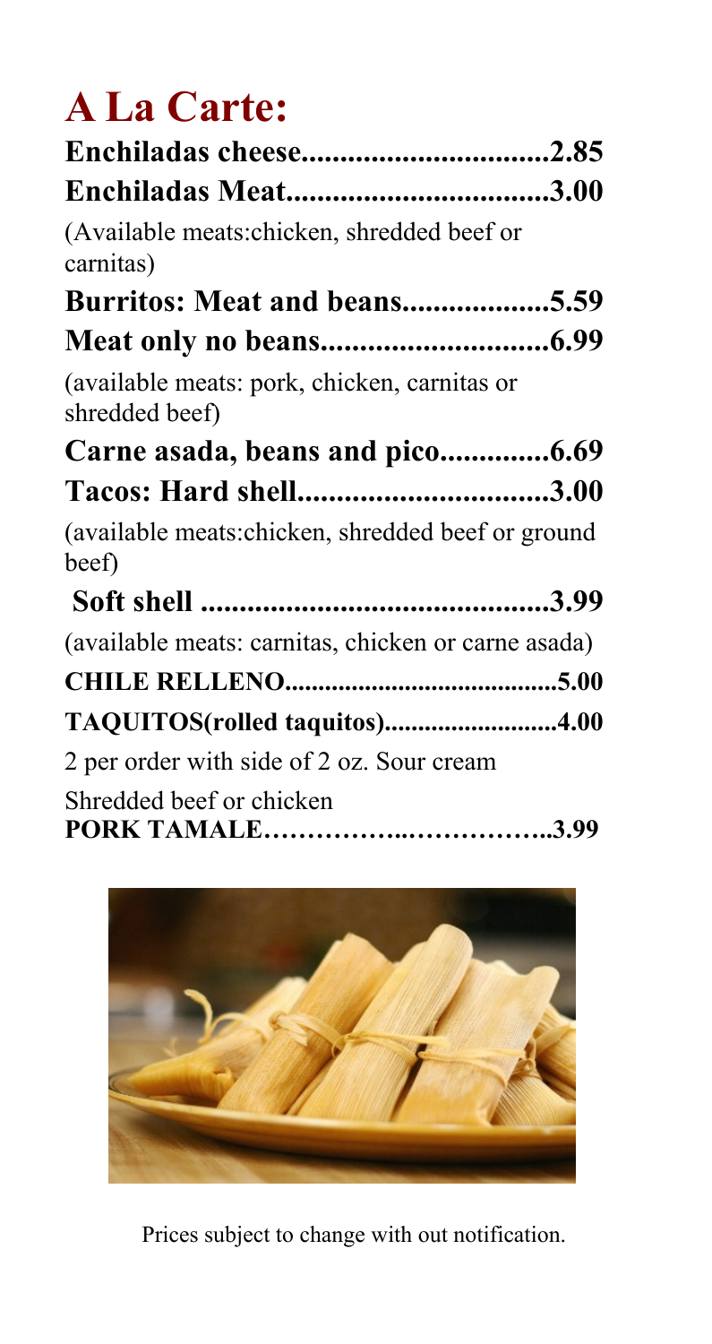# A La Carte:

**Enchiladas cheese................................2.85**

**Enchiladas Meat..................................3.00**

(Available meats:chicken, shredded beef or carnitas)

**Burritos: Meat and beans...................5.59**

**Meat only no beans.............................6.99**

(available meats: pork, chicken, carnitas or shredded beef)

**Carne asada, beans and pico..............6.69**

**Tacos: Hard shell................................3.00**

(available meats:chicken, shredded beef or ground beef)

**Soft shell ............................................3.99**

(available meats: carnitas, chicken or carne asada)

**CHILE RELLENO........................................5.00**

**TAQUITOS(rolled taquitos)..........................4.00**

2 per order with side of 2 oz. Sour cream

Shredded beef or chicken

**PORK TAMALE……………..……………..3.99**

Prices subject to change with out notification.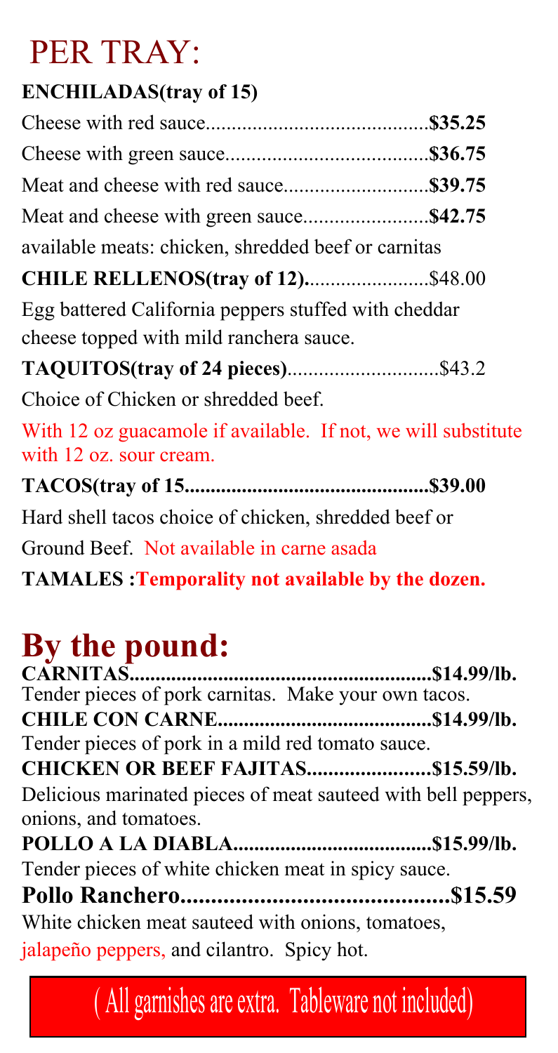# PER TRAY:

**ENCHILADAS(tray of 15)**

Cheese with red sauce.........................................**$35.25**

Cheese with green sauce.....................................**$36.75**

Meat and cheese with red sauce..........................**$39.75**

Meat and cheese with green sauce.......................**$42.75**

available meats: chicken, shredded beef or carnitas

**CHILE RELLENOS(tray of 12).**......................$48.00

Egg battered California peppers stuffed with cheddar cheese topped with mild ranchera sauce.

**TAQUITOS(tray of 24 pieces)**.............................$43.2

Choice of Chicken or shredded beef.

With 12 oz guacamole if available. If not, we will substitute with 12 oz. sour cream.

**TACOS(tray of 15.............................................$39.00**

Hard shell tacos choice of chicken, shredded beef or Ground Beef. Not available in carne asada

**TAMALES :Temporality not available by the dozen.**

# By the pound:

**CARNITAS.......................................................$14.99/lb.**

Tender pieces of pork carnitas. Make your own tacos.

**CHILE CON CARNE.......................................$14.99/lb.**

Tender pieces of pork in a mild red tomato sauce.

**CHICKEN OR BEEF FAJITAS.......................$15.59/lb.**

Delicious marinated pieces of meat sauteed with bell peppers, onions, and tomatoes.

**POLLO A LA DIABLA.....................................$15.99/lb.**

Tender pieces of white chicken meat in spicy sauce.

**Pollo Ranchero..........................................$15.59**

White chicken meat sauteed with onions, tomatoes, jalapeño peppers, and cilantro. Spicy hot.

( All garnishes are extra. Tableware not included)